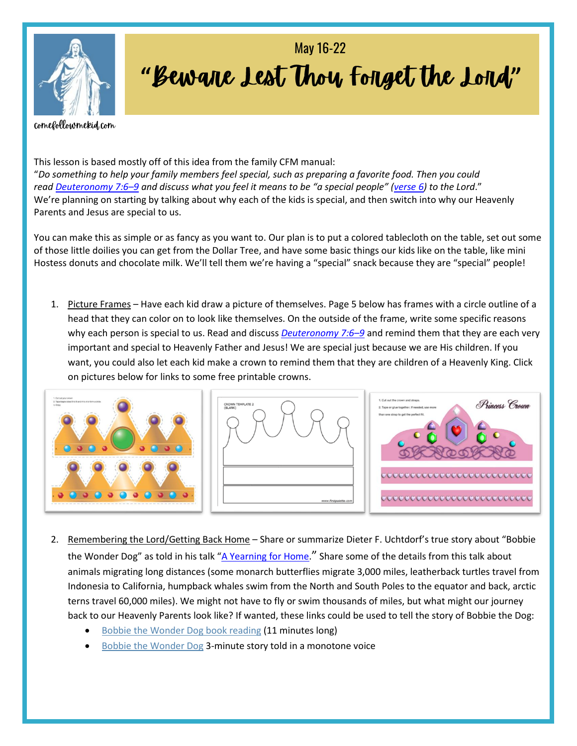May 16-22

# "Beware Lest Thou Forget the Lord"

comefollowmekid.com

This lesson is based mostly off of this idea from the family CFM manual:
"*Do something to help your family members feel special, such as preparing a favorite food. Then you could read Deuteronomy 7:6–9 and discuss what you feel it means to be "a special people" (verse 6) to the Lord*."
We're planning on starting by talking about why each of the kids is special, and then switch into why our Heavenly Parents and Jesus are special to us.

You can make this as simple or as fancy as you want to. Our plan is to put a colored tablecloth on the table, set out some of those little doilies you can get from the Dollar Tree, and have some basic things our kids like on the table, like mini Hostess donuts and chocolate milk. We'll tell them we're having a "special" snack because they are "special" people!

1. Picture Frames – Have each kid draw a picture of themselves. Page 5 below has frames with a circle outline of a head that they can color on to look like themselves. On the outside of the frame, write some specific reasons why each person is special to us. Read and discuss *Deuteronomy 7:6–9* and remind them that they are each very important and special to Heavenly Father and Jesus! We are special just because we are His children. If you want, you could also let each kid make a crown to remind them that they are children of a Heavenly King. Click on pictures below for links to some free printable crowns.

2. Remembering the Lord/Getting Back Home – Share or summarize Dieter F. Uchtdorf's true story about "Bobbie the Wonder Dog" as told in his talk "A Yearning for Home." Share some of the details from this talk about animals migrating long distances (some monarch butterflies migrate 3,000 miles, leatherback turtles travel from Indonesia to California, humpback whales swim from the North and South Poles to the equator and back, arctic terns travel 60,000 miles). We might not have to fly or swim thousands of miles, but what might our journey back to our Heavenly Parents look like? If wanted, these links could be used to tell the story of Bobbie the Dog:
   - Bobbie the Wonder Dog book reading (11 minutes long)
   - Bobbie the Wonder Dog 3-minute story told in a monotone voice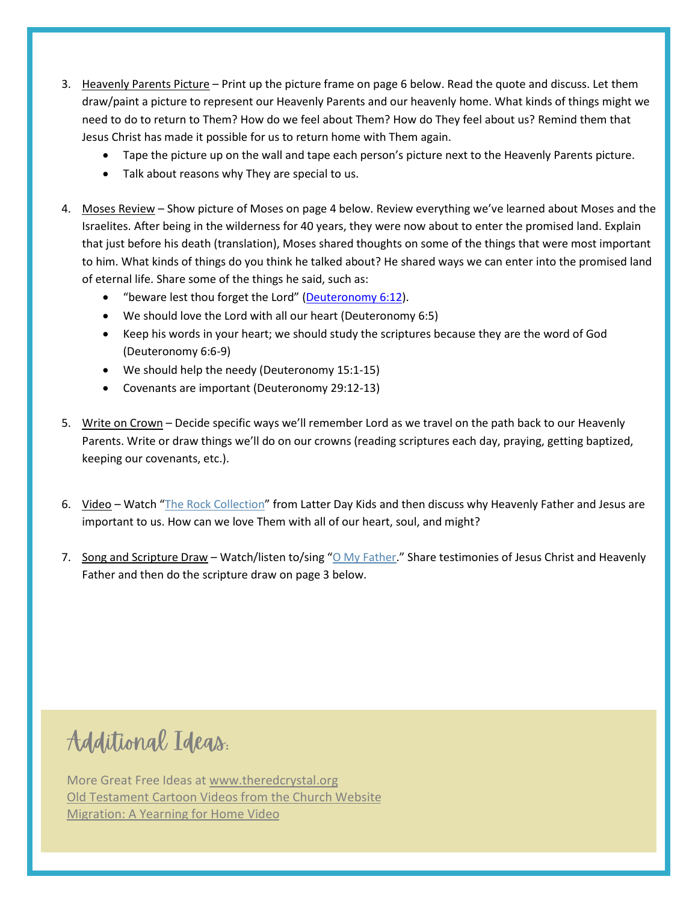3. Heavenly Parents Picture – Print up the picture frame on page 6 below. Read the quote and discuss. Let them draw/paint a picture to represent our Heavenly Parents and our heavenly home. What kinds of things might we need to do to return to Them? How do we feel about Them? How do They feel about us? Remind them that Jesus Christ has made it possible for us to return home with Them again.
   - Tape the picture up on the wall and tape each person's picture next to the Heavenly Parents picture.
   - Talk about reasons why They are special to us.

4. Moses Review – Show picture of Moses on page 4 below. Review everything we've learned about Moses and the Israelites. After being in the wilderness for 40 years, they were now about to enter the promised land. Explain that just before his death (translation), Moses shared thoughts on some of the things that were most important to him. What kinds of things do you think he talked about? He shared ways we can enter into the promised land of eternal life. Share some of the things he said, such as:
   - "beware lest thou forget the Lord" (Deuteronomy 6:12).
   - We should love the Lord with all our heart (Deuteronomy 6:5)
   - Keep his words in your heart; we should study the scriptures because they are the word of God (Deuteronomy 6:6-9)
   - We should help the needy (Deuteronomy 15:1-15)
   - Covenants are important (Deuteronomy 29:12-13)

5. Write on Crown – Decide specific ways we'll remember Lord as we travel on the path back to our Heavenly Parents. Write or draw things we'll do on our crowns (reading scriptures each day, praying, getting baptized, keeping our covenants, etc.).

6. Video – Watch "The Rock Collection" from Latter Day Kids and then discuss why Heavenly Father and Jesus are important to us. How can we love Them with all of our heart, soul, and might?

7. Song and Scripture Draw – Watch/listen to/sing "O My Father." Share testimonies of Jesus Christ and Heavenly Father and then do the scripture draw on page 3 below.

## Additional Ideas:

More Great Free Ideas at www.theredcrystal.org
Old Testament Cartoon Videos from the Church Website
Migration: A Yearning for Home Video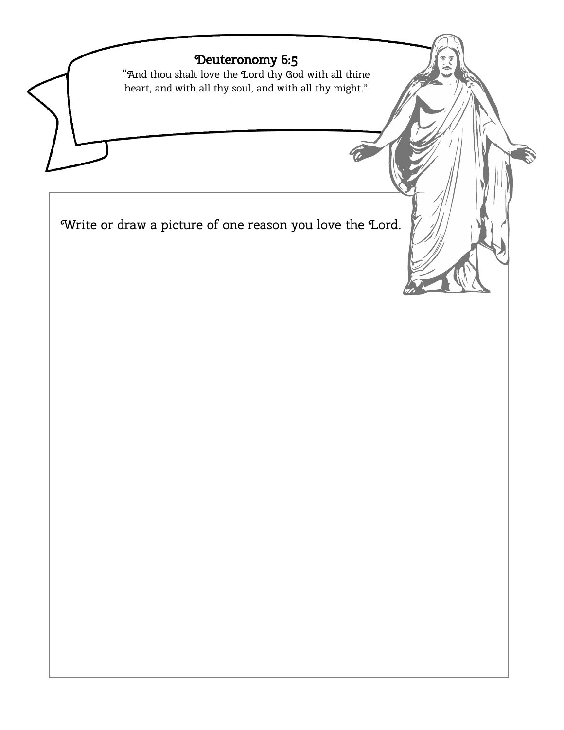**Deuteronomy 6:5**

"And thou shalt love the Lord thy God with all thine heart, and with all thy soul, and with all thy might."

Write or draw a picture of one reason you love the Lord.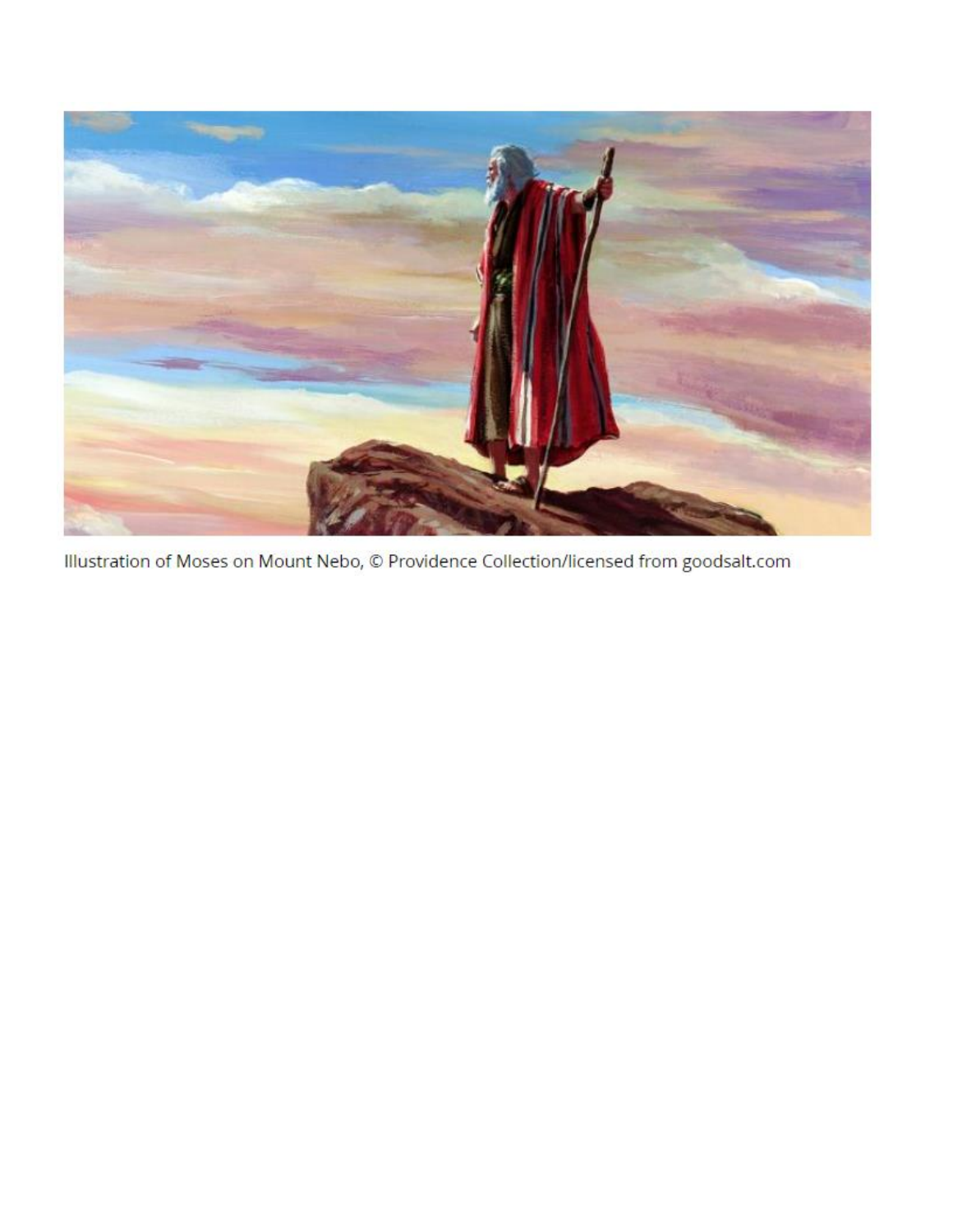Illustration of Moses on Mount Nebo, © Providence Collection/licensed from goodsalt.com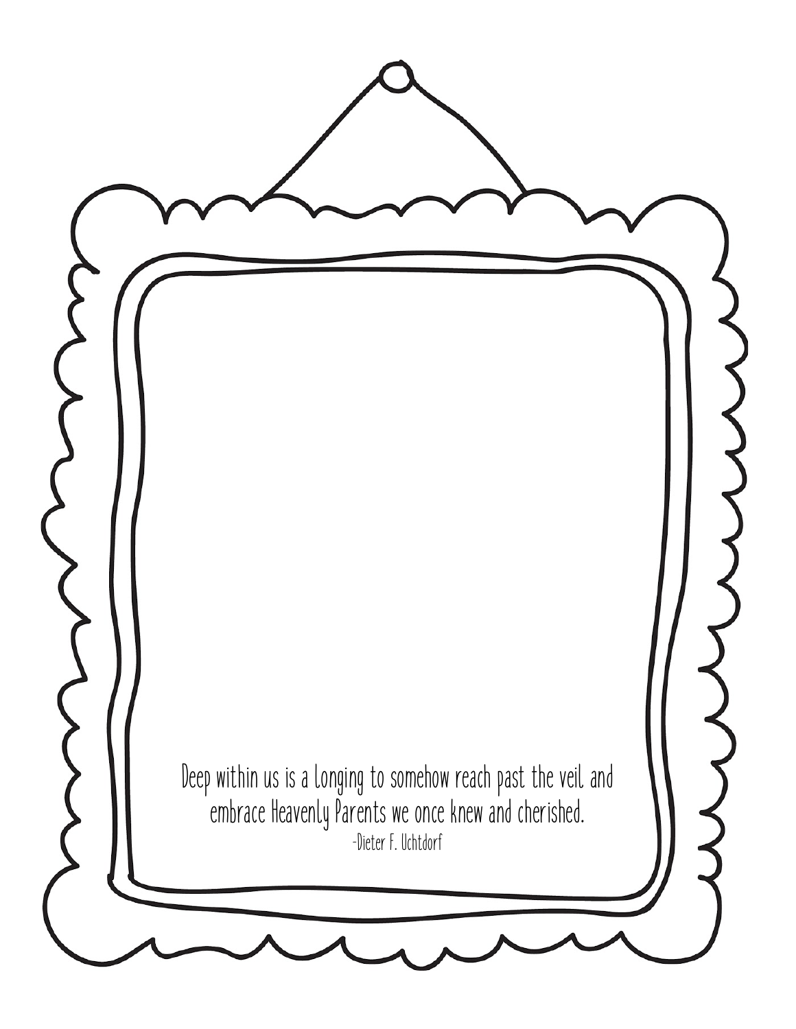Deep within us is a longing to somehow reach past the veil and embrace Heavenly Parents we once knew and cherished.

-Dieter F. Uchtdorf